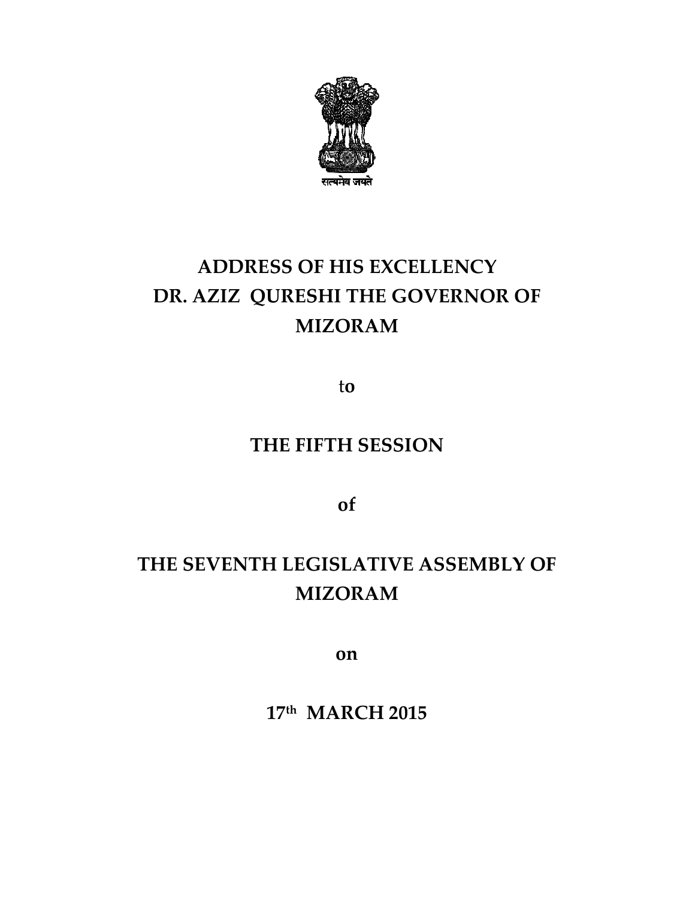सत्यमेव जयते

# ADDRESS OF HIS EXCELLENCY DR. AZIZ QURESHI THE GOVERNOR OF MIZORAM

**to**

# THE FIFTH SESSION

**of**

# THE SEVENTH LEGISLATIVE ASSEMBLY OF MIZORAM

**on**

## 17th MARCH 2015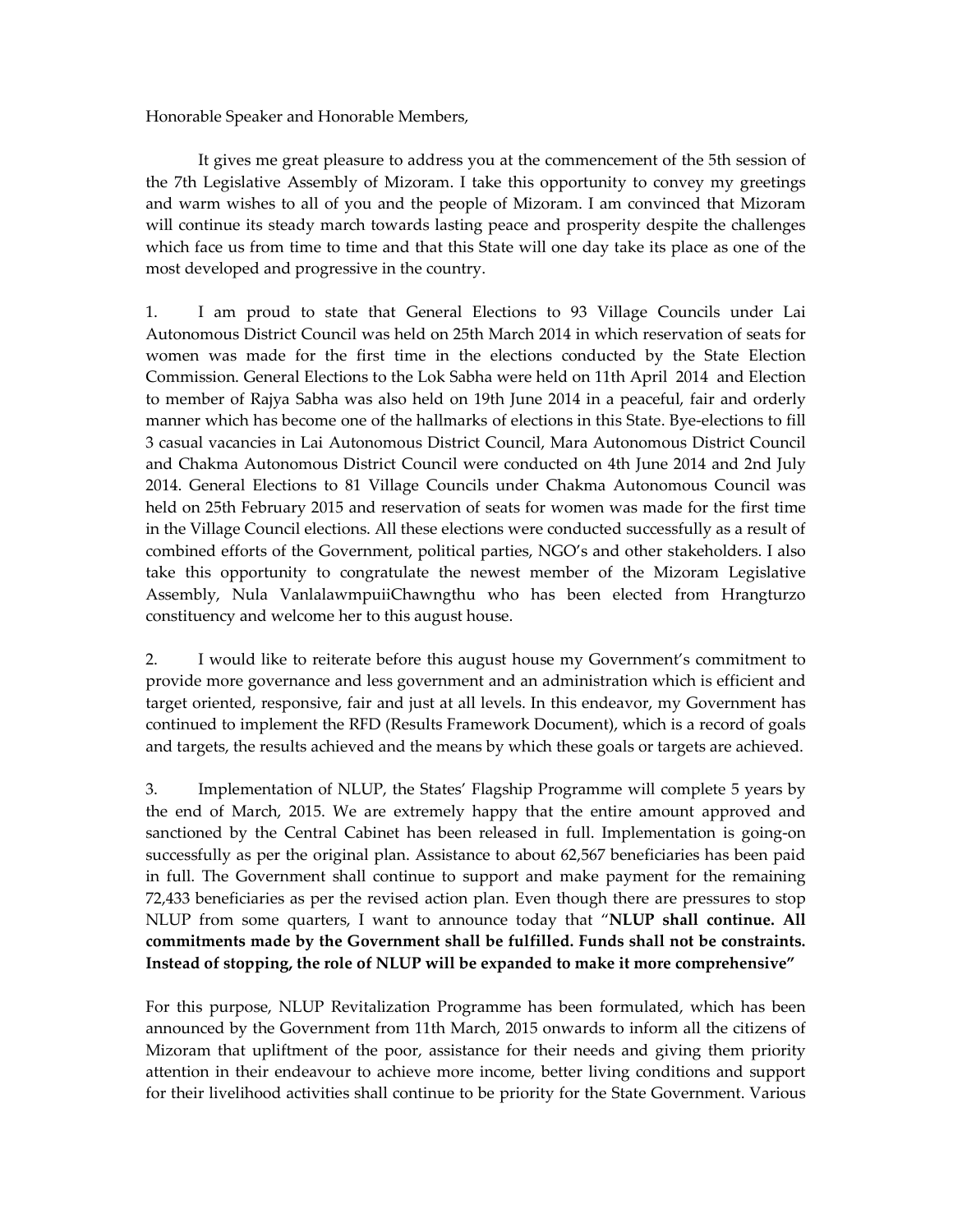Honorable Speaker and Honorable Members,

It gives me great pleasure to address you at the commencement of the 5th session of the 7th Legislative Assembly of Mizoram. I take this opportunity to convey my greetings and warm wishes to all of you and the people of Mizoram. I am convinced that Mizoram will continue its steady march towards lasting peace and prosperity despite the challenges which face us from time to time and that this State will one day take its place as one of the most developed and progressive in the country.

1. I am proud to state that General Elections to 93 Village Councils under Lai Autonomous District Council was held on 25th March 2014 in which reservation of seats for women was made for the first time in the elections conducted by the State Election Commission. General Elections to the Lok Sabha were held on 11th April 2014 and Election to member of Rajya Sabha was also held on 19th June 2014 in a peaceful, fair and orderly manner which has become one of the hallmarks of elections in this State. Bye-elections to fill 3 casual vacancies in Lai Autonomous District Council, Mara Autonomous District Council and Chakma Autonomous District Council were conducted on 4th June 2014 and 2nd July 2014. General Elections to 81 Village Councils under Chakma Autonomous Council was held on 25th February 2015 and reservation of seats for women was made for the first time in the Village Council elections. All these elections were conducted successfully as a result of combined efforts of the Government, political parties, NGO's and other stakeholders. I also take this opportunity to congratulate the newest member of the Mizoram Legislative Assembly, Nula VanlalawmpuiiChawngthu who has been elected from Hrangturzo constituency and welcome her to this august house.

2. I would like to reiterate before this august house my Government's commitment to provide more governance and less government and an administration which is efficient and target oriented, responsive, fair and just at all levels. In this endeavor, my Government has continued to implement the RFD (Results Framework Document), which is a record of goals and targets, the results achieved and the means by which these goals or targets are achieved.

3. Implementation of NLUP, the States' Flagship Programme will complete 5 years by the end of March, 2015. We are extremely happy that the entire amount approved and sanctioned by the Central Cabinet has been released in full. Implementation is going-on successfully as per the original plan. Assistance to about 62,567 beneficiaries has been paid in full. The Government shall continue to support and make payment for the remaining 72,433 beneficiaries as per the revised action plan. Even though there are pressures to stop NLUP from some quarters, I want to announce today that "**NLUP shall continue. All commitments made by the Government shall be fulfilled. Funds shall not be constraints. Instead of stopping, the role of NLUP will be expanded to make it more comprehensive"**

For this purpose, NLUP Revitalization Programme has been formulated, which has been announced by the Government from 11th March, 2015 onwards to inform all the citizens of Mizoram that upliftment of the poor, assistance for their needs and giving them priority attention in their endeavour to achieve more income, better living conditions and support for their livelihood activities shall continue to be priority for the State Government. Various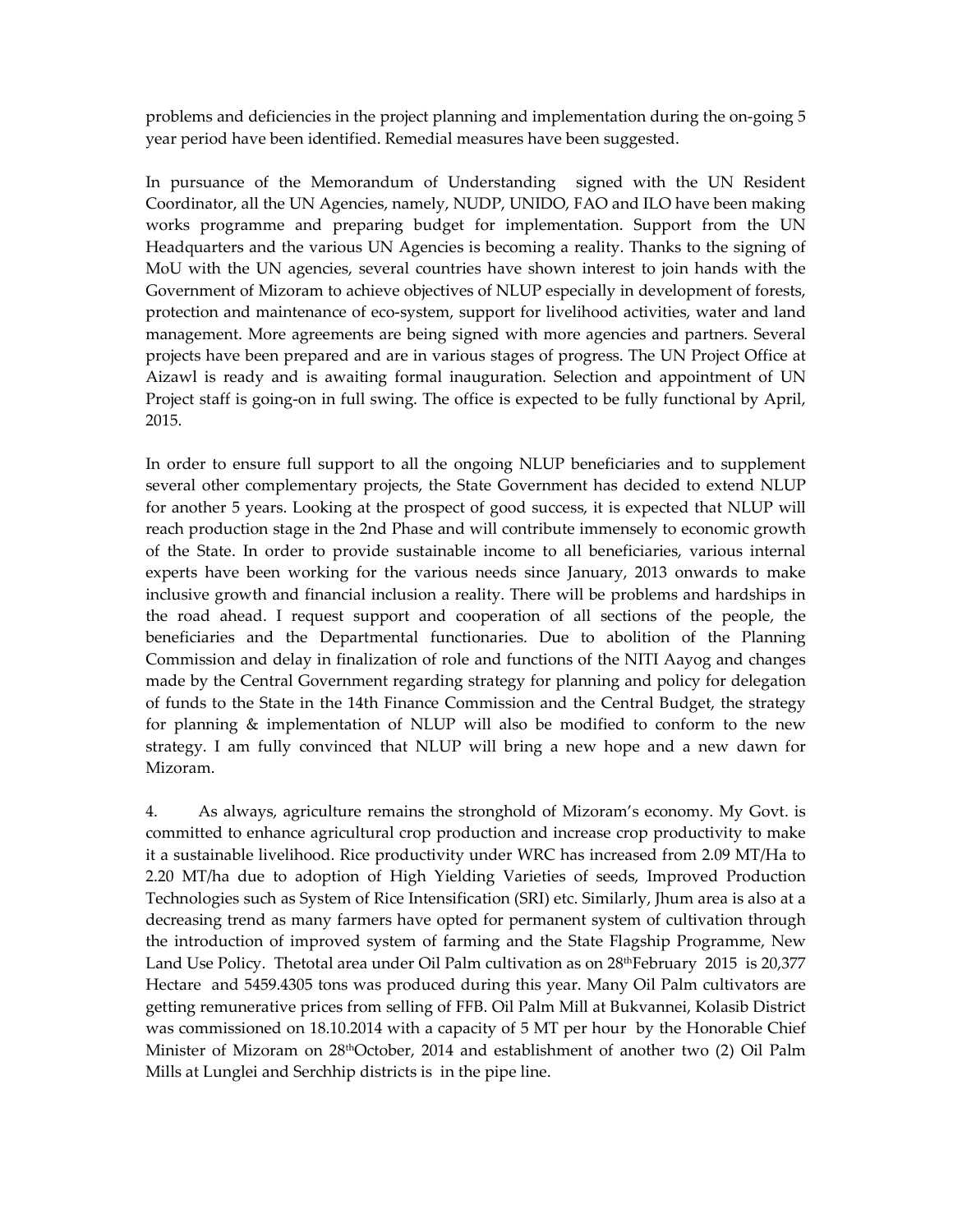problems and deficiencies in the project planning and implementation during the on-going 5 year period have been identified. Remedial measures have been suggested.

In pursuance of the Memorandum of Understanding signed with the UN Resident Coordinator, all the UN Agencies, namely, NUDP, UNIDO, FAO and ILO have been making works programme and preparing budget for implementation. Support from the UN Headquarters and the various UN Agencies is becoming a reality. Thanks to the signing of MoU with the UN agencies, several countries have shown interest to join hands with the Government of Mizoram to achieve objectives of NLUP especially in development of forests, protection and maintenance of eco-system, support for livelihood activities, water and land management. More agreements are being signed with more agencies and partners. Several projects have been prepared and are in various stages of progress. The UN Project Office at Aizawl is ready and is awaiting formal inauguration. Selection and appointment of UN Project staff is going-on in full swing. The office is expected to be fully functional by April, 2015.

In order to ensure full support to all the ongoing NLUP beneficiaries and to supplement several other complementary projects, the State Government has decided to extend NLUP for another 5 years. Looking at the prospect of good success, it is expected that NLUP will reach production stage in the 2nd Phase and will contribute immensely to economic growth of the State. In order to provide sustainable income to all beneficiaries, various internal experts have been working for the various needs since January, 2013 onwards to make inclusive growth and financial inclusion a reality. There will be problems and hardships in the road ahead. I request support and cooperation of all sections of the people, the beneficiaries and the Departmental functionaries. Due to abolition of the Planning Commission and delay in finalization of role and functions of the NITI Aayog and changes made by the Central Government regarding strategy for planning and policy for delegation of funds to the State in the 14th Finance Commission and the Central Budget, the strategy for planning & implementation of NLUP will also be modified to conform to the new strategy. I am fully convinced that NLUP will bring a new hope and a new dawn for Mizoram.

4. As always, agriculture remains the stronghold of Mizoram's economy. My Govt. is committed to enhance agricultural crop production and increase crop productivity to make it a sustainable livelihood. Rice productivity under WRC has increased from 2.09 MT/Ha to 2.20 MT/ha due to adoption of High Yielding Varieties of seeds, Improved Production Technologies such as System of Rice Intensification (SRI) etc. Similarly, Jhum area is also at a decreasing trend as many farmers have opted for permanent system of cultivation through the introduction of improved system of farming and the State Flagship Programme, New Land Use Policy. Thetotal area under Oil Palm cultivation as on 28th February 2015 is 20,377 Hectare and 5459.4305 tons was produced during this year. Many Oil Palm cultivators are getting remunerative prices from selling of FFB. Oil Palm Mill at Bukvannei, Kolasib District was commissioned on 18.10.2014 with a capacity of 5 MT per hour by the Honorable Chief Minister of Mizoram on 28th October, 2014 and establishment of another two (2) Oil Palm Mills at Lunglei and Serchhip districts is in the pipe line.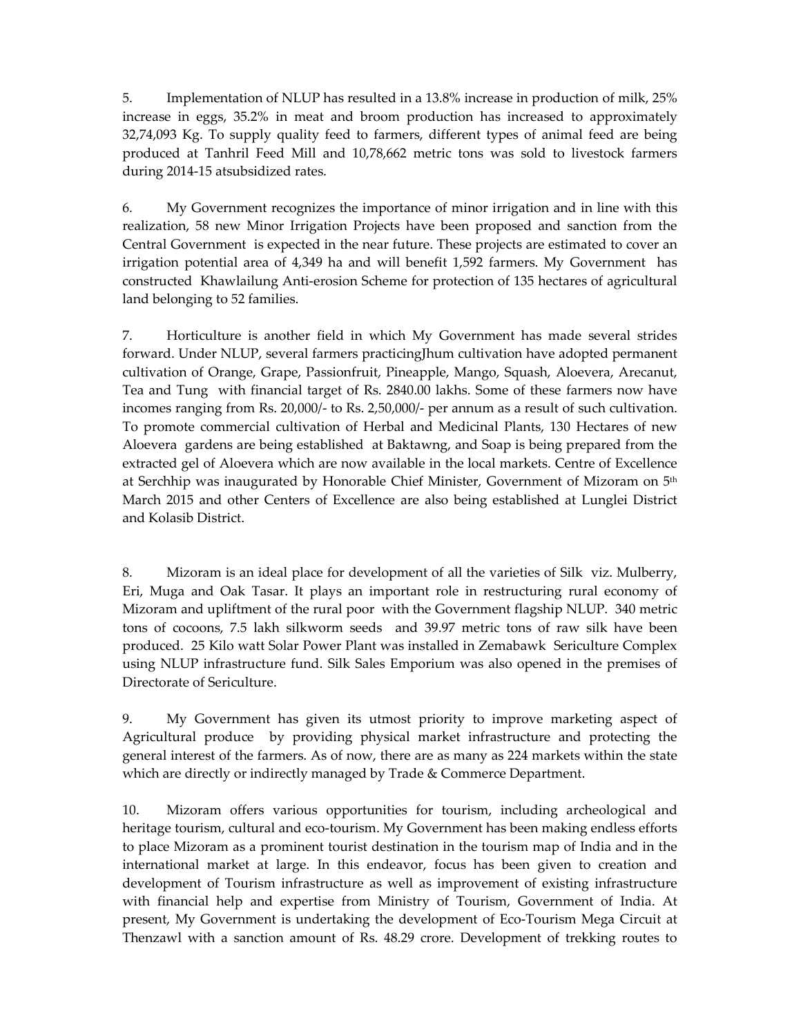5. Implementation of NLUP has resulted in a 13.8% increase in production of milk, 25% increase in eggs, 35.2% in meat and broom production has increased to approximately 32,74,093 Kg. To supply quality feed to farmers, different types of animal feed are being produced at Tanhril Feed Mill and 10,78,662 metric tons was sold to livestock farmers during 2014-15 atsubsidized rates.

6. My Government recognizes the importance of minor irrigation and in line with this realization, 58 new Minor Irrigation Projects have been proposed and sanction from the Central Government is expected in the near future. These projects are estimated to cover an irrigation potential area of 4,349 ha and will benefit 1,592 farmers. My Government has constructed Khawlailung Anti-erosion Scheme for protection of 135 hectares of agricultural land belonging to 52 families.

7. Horticulture is another field in which My Government has made several strides forward. Under NLUP, several farmers practicingJhum cultivation have adopted permanent cultivation of Orange, Grape, Passionfruit, Pineapple, Mango, Squash, Aloevera, Arecanut, Tea and Tung with financial target of Rs. 2840.00 lakhs. Some of these farmers now have incomes ranging from Rs. 20,000/- to Rs. 2,50,000/- per annum as a result of such cultivation. To promote commercial cultivation of Herbal and Medicinal Plants, 130 Hectares of new Aloevera gardens are being established at Baktawng, and Soap is being prepared from the extracted gel of Aloevera which are now available in the local markets. Centre of Excellence at Serchhip was inaugurated by Honorable Chief Minister, Government of Mizoram on 5th March 2015 and other Centers of Excellence are also being established at Lunglei District and Kolasib District.

8. Mizoram is an ideal place for development of all the varieties of Silk viz. Mulberry, Eri, Muga and Oak Tasar. It plays an important role in restructuring rural economy of Mizoram and upliftment of the rural poor with the Government flagship NLUP. 340 metric tons of cocoons, 7.5 lakh silkworm seeds and 39.97 metric tons of raw silk have been produced. 25 Kilo watt Solar Power Plant was installed in Zemabawk Sericulture Complex using NLUP infrastructure fund. Silk Sales Emporium was also opened in the premises of Directorate of Sericulture.

9. My Government has given its utmost priority to improve marketing aspect of Agricultural produce by providing physical market infrastructure and protecting the general interest of the farmers. As of now, there are as many as 224 markets within the state which are directly or indirectly managed by Trade & Commerce Department.

10. Mizoram offers various opportunities for tourism, including archeological and heritage tourism, cultural and eco-tourism. My Government has been making endless efforts to place Mizoram as a prominent tourist destination in the tourism map of India and in the international market at large. In this endeavor, focus has been given to creation and development of Tourism infrastructure as well as improvement of existing infrastructure with financial help and expertise from Ministry of Tourism, Government of India. At present, My Government is undertaking the development of Eco-Tourism Mega Circuit at Thenzawl with a sanction amount of Rs. 48.29 crore. Development of trekking routes to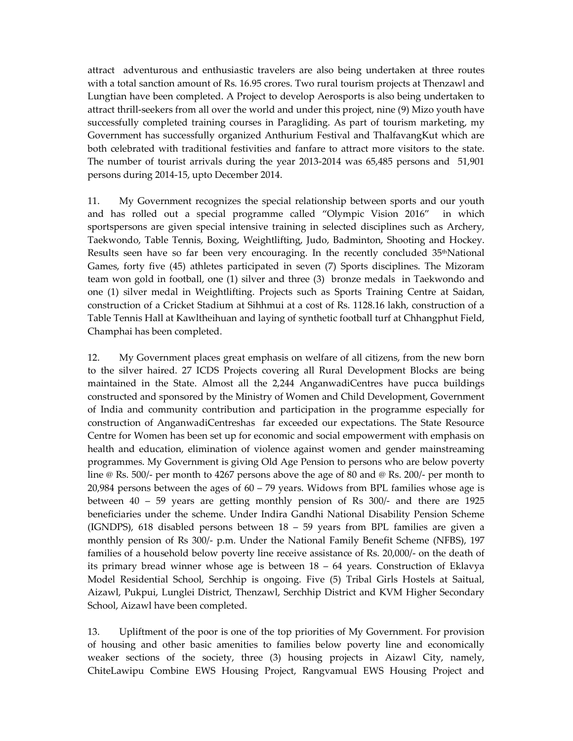attract adventurous and enthusiastic travelers are also being undertaken at three routes with a total sanction amount of Rs. 16.95 crores. Two rural tourism projects at Thenzawl and Lungtian have been completed. A Project to develop Aerosports is also being undertaken to attract thrill-seekers from all over the world and under this project, nine (9) Mizo youth have successfully completed training courses in Paragliding. As part of tourism marketing, my Government has successfully organized Anthurium Festival and ThalfavangKut which are both celebrated with traditional festivities and fanfare to attract more visitors to the state. The number of tourist arrivals during the year 2013-2014 was 65,485 persons and 51,901 persons during 2014-15, upto December 2014.

11. My Government recognizes the special relationship between sports and our youth and has rolled out a special programme called "Olympic Vision 2016" in which sportspersons are given special intensive training in selected disciplines such as Archery, Taekwondo, Table Tennis, Boxing, Weightlifting, Judo, Badminton, Shooting and Hockey. Results seen have so far been very encouraging. In the recently concluded 35thNational Games, forty five (45) athletes participated in seven (7) Sports disciplines. The Mizoram team won gold in football, one (1) silver and three (3) bronze medals in Taekwondo and one (1) silver medal in Weightlifting. Projects such as Sports Training Centre at Saidan, construction of a Cricket Stadium at Sihhmui at a cost of Rs. 1128.16 lakh, construction of a Table Tennis Hall at Kawltheihuan and laying of synthetic football turf at Chhangphut Field, Champhai has been completed.

12. My Government places great emphasis on welfare of all citizens, from the new born to the silver haired. 27 ICDS Projects covering all Rural Development Blocks are being maintained in the State. Almost all the 2,244 AnganwadiCentres have pucca buildings constructed and sponsored by the Ministry of Women and Child Development, Government of India and community contribution and participation in the programme especially for construction of AnganwadiCentreshas far exceeded our expectations. The State Resource Centre for Women has been set up for economic and social empowerment with emphasis on health and education, elimination of violence against women and gender mainstreaming programmes. My Government is giving Old Age Pension to persons who are below poverty line @ Rs. 500/- per month to 4267 persons above the age of 80 and @ Rs. 200/- per month to 20,984 persons between the ages of 60 – 79 years. Widows from BPL families whose age is between 40 – 59 years are getting monthly pension of Rs 300/- and there are 1925 beneficiaries under the scheme. Under Indira Gandhi National Disability Pension Scheme (IGNDPS), 618 disabled persons between 18 – 59 years from BPL families are given a monthly pension of Rs 300/- p.m. Under the National Family Benefit Scheme (NFBS), 197 families of a household below poverty line receive assistance of Rs. 20,000/- on the death of its primary bread winner whose age is between 18 – 64 years. Construction of Eklavya Model Residential School, Serchhip is ongoing. Five (5) Tribal Girls Hostels at Saitual, Aizawl, Pukpui, Lunglei District, Thenzawl, Serchhip District and KVM Higher Secondary School, Aizawl have been completed.

13. Upliftment of the poor is one of the top priorities of My Government. For provision of housing and other basic amenities to families below poverty line and economically weaker sections of the society, three (3) housing projects in Aizawl City, namely, ChiteLawipu Combine EWS Housing Project, Rangvamual EWS Housing Project and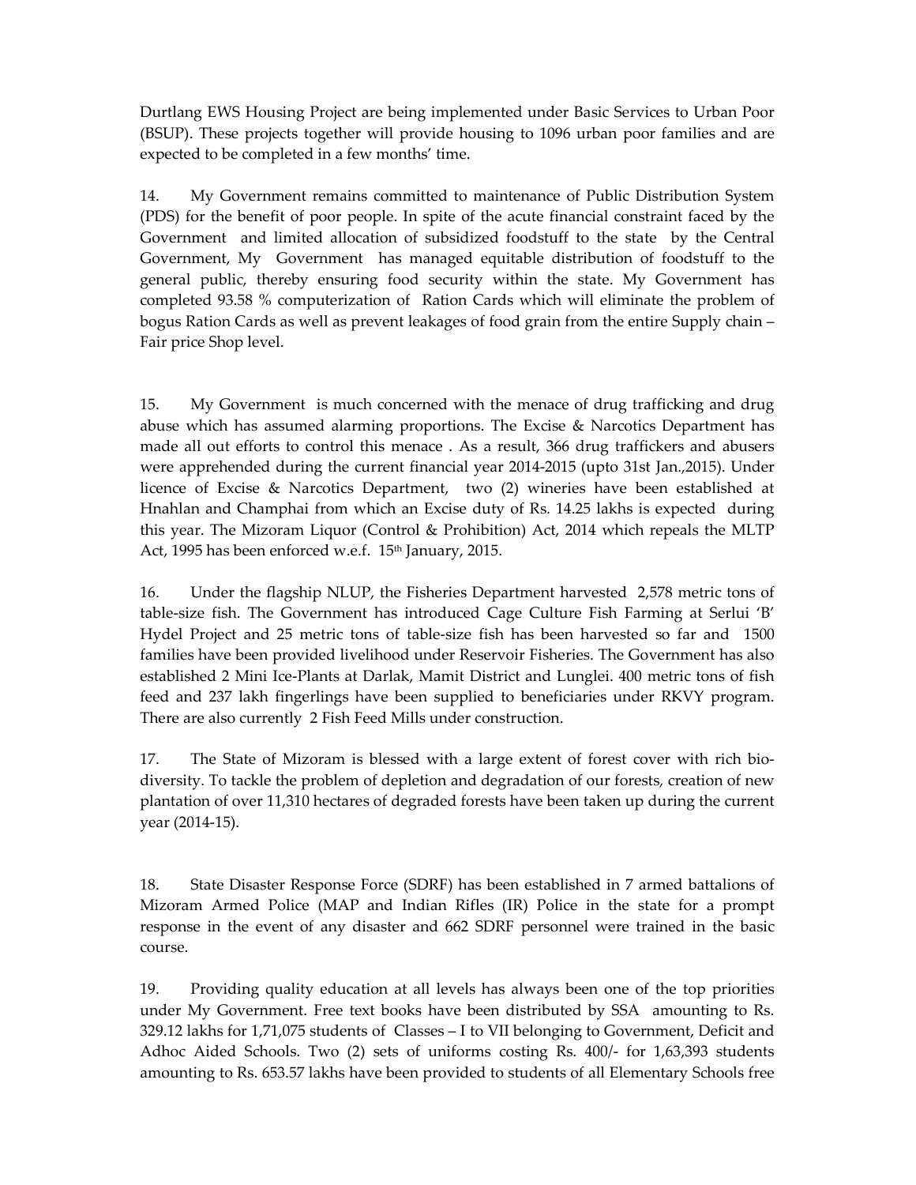Durtlang EWS Housing Project are being implemented under Basic Services to Urban Poor (BSUP). These projects together will provide housing to 1096 urban poor families and are expected to be completed in a few months' time.

14. My Government remains committed to maintenance of Public Distribution System (PDS) for the benefit of poor people. In spite of the acute financial constraint faced by the Government and limited allocation of subsidized foodstuff to the state by the Central Government, My Government has managed equitable distribution of foodstuff to the general public, thereby ensuring food security within the state. My Government has completed 93.58 % computerization of Ration Cards which will eliminate the problem of bogus Ration Cards as well as prevent leakages of food grain from the entire Supply chain – Fair price Shop level.

15. My Government is much concerned with the menace of drug trafficking and drug abuse which has assumed alarming proportions. The Excise & Narcotics Department has made all out efforts to control this menace . As a result, 366 drug traffickers and abusers were apprehended during the current financial year 2014-2015 (upto 31st Jan.,2015). Under licence of Excise & Narcotics Department, two (2) wineries have been established at Hnahlan and Champhai from which an Excise duty of Rs. 14.25 lakhs is expected during this year. The Mizoram Liquor (Control & Prohibition) Act, 2014 which repeals the MLTP Act, 1995 has been enforced w.e.f. 15th January, 2015.

16. Under the flagship NLUP, the Fisheries Department harvested 2,578 metric tons of table-size fish. The Government has introduced Cage Culture Fish Farming at Serlui 'B' Hydel Project and 25 metric tons of table-size fish has been harvested so far and 1500 families have been provided livelihood under Reservoir Fisheries. The Government has also established 2 Mini Ice-Plants at Darlak, Mamit District and Lunglei. 400 metric tons of fish feed and 237 lakh fingerlings have been supplied to beneficiaries under RKVY program. There are also currently 2 Fish Feed Mills under construction.

17. The State of Mizoram is blessed with a large extent of forest cover with rich bio-diversity. To tackle the problem of depletion and degradation of our forests, creation of new plantation of over 11,310 hectares of degraded forests have been taken up during the current year (2014-15).

18. State Disaster Response Force (SDRF) has been established in 7 armed battalions of Mizoram Armed Police (MAP and Indian Rifles (IR) Police in the state for a prompt response in the event of any disaster and 662 SDRF personnel were trained in the basic course.

19. Providing quality education at all levels has always been one of the top priorities under My Government. Free text books have been distributed by SSA amounting to Rs. 329.12 lakhs for 1,71,075 students of Classes – I to VII belonging to Government, Deficit and Adhoc Aided Schools. Two (2) sets of uniforms costing Rs. 400/- for 1,63,393 students amounting to Rs. 653.57 lakhs have been provided to students of all Elementary Schools free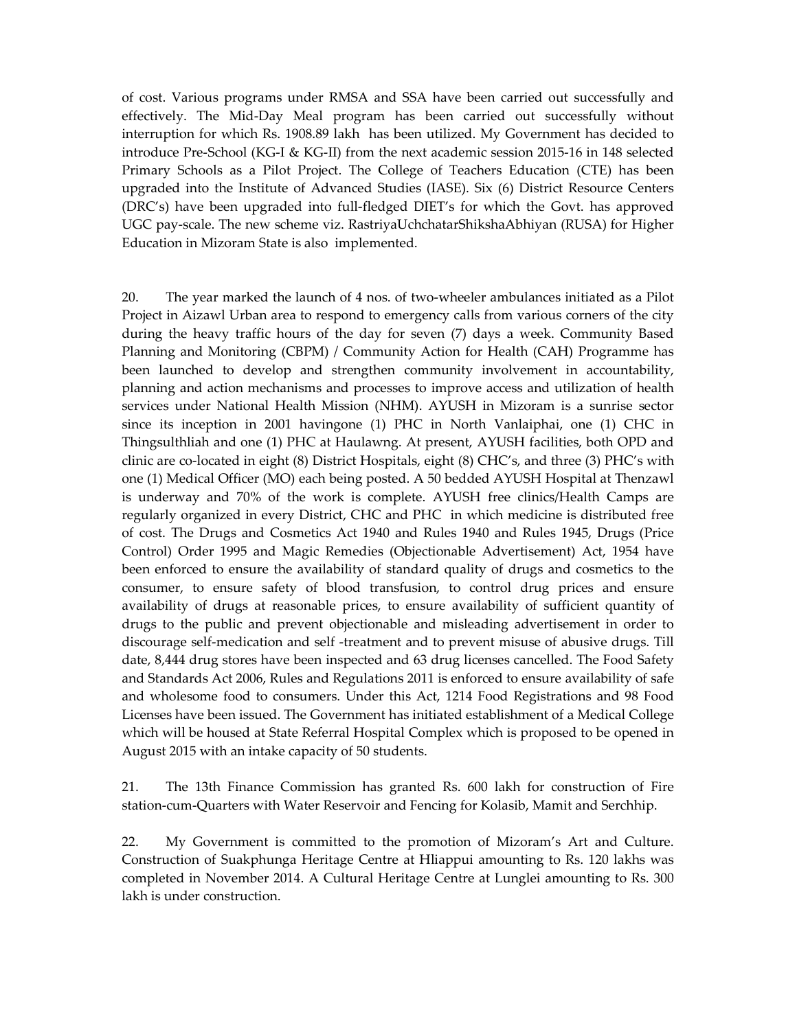of cost. Various programs under RMSA and SSA have been carried out successfully and effectively. The Mid-Day Meal program has been carried out successfully without interruption for which Rs. 1908.89 lakh has been utilized. My Government has decided to introduce Pre-School (KG-I & KG-II) from the next academic session 2015-16 in 148 selected Primary Schools as a Pilot Project. The College of Teachers Education (CTE) has been upgraded into the Institute of Advanced Studies (IASE). Six (6) District Resource Centers (DRC's) have been upgraded into full-fledged DIET's for which the Govt. has approved UGC pay-scale. The new scheme viz. RastriyaUchchatarShikshaAbhiyan (RUSA) for Higher Education in Mizoram State is also implemented.

20. The year marked the launch of 4 nos. of two-wheeler ambulances initiated as a Pilot Project in Aizawl Urban area to respond to emergency calls from various corners of the city during the heavy traffic hours of the day for seven (7) days a week. Community Based Planning and Monitoring (CBPM) / Community Action for Health (CAH) Programme has been launched to develop and strengthen community involvement in accountability, planning and action mechanisms and processes to improve access and utilization of health services under National Health Mission (NHM). AYUSH in Mizoram is a sunrise sector since its inception in 2001 havingone (1) PHC in North Vanlaiphai, one (1) CHC in Thingsulthliah and one (1) PHC at Haulawng. At present, AYUSH facilities, both OPD and clinic are co-located in eight (8) District Hospitals, eight (8) CHC's, and three (3) PHC's with one (1) Medical Officer (MO) each being posted. A 50 bedded AYUSH Hospital at Thenzawl is underway and 70% of the work is complete. AYUSH free clinics/Health Camps are regularly organized in every District, CHC and PHC in which medicine is distributed free of cost. The Drugs and Cosmetics Act 1940 and Rules 1940 and Rules 1945, Drugs (Price Control) Order 1995 and Magic Remedies (Objectionable Advertisement) Act, 1954 have been enforced to ensure the availability of standard quality of drugs and cosmetics to the consumer, to ensure safety of blood transfusion, to control drug prices and ensure availability of drugs at reasonable prices, to ensure availability of sufficient quantity of drugs to the public and prevent objectionable and misleading advertisement in order to discourage self-medication and self -treatment and to prevent misuse of abusive drugs. Till date, 8,444 drug stores have been inspected and 63 drug licenses cancelled. The Food Safety and Standards Act 2006, Rules and Regulations 2011 is enforced to ensure availability of safe and wholesome food to consumers. Under this Act, 1214 Food Registrations and 98 Food Licenses have been issued. The Government has initiated establishment of a Medical College which will be housed at State Referral Hospital Complex which is proposed to be opened in August 2015 with an intake capacity of 50 students.

21. The 13th Finance Commission has granted Rs. 600 lakh for construction of Fire station-cum-Quarters with Water Reservoir and Fencing for Kolasib, Mamit and Serchhip.

22. My Government is committed to the promotion of Mizoram's Art and Culture. Construction of Suakphunga Heritage Centre at Hliappui amounting to Rs. 120 lakhs was completed in November 2014. A Cultural Heritage Centre at Lunglei amounting to Rs. 300 lakh is under construction.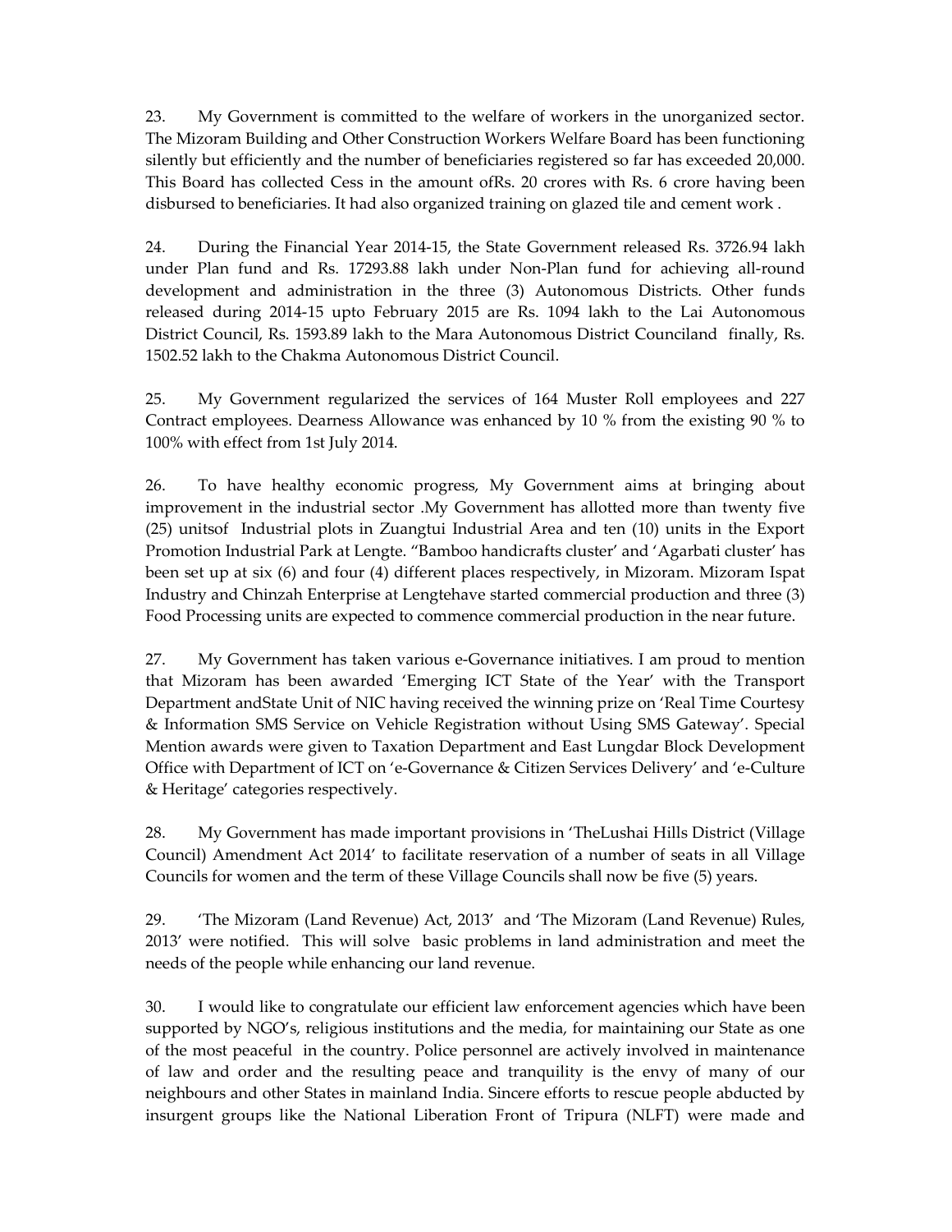23. My Government is committed to the welfare of workers in the unorganized sector. The Mizoram Building and Other Construction Workers Welfare Board has been functioning silently but efficiently and the number of beneficiaries registered so far has exceeded 20,000. This Board has collected Cess in the amount ofRs. 20 crores with Rs. 6 crore having been disbursed to beneficiaries. It had also organized training on glazed tile and cement work .

24. During the Financial Year 2014-15, the State Government released Rs. 3726.94 lakh under Plan fund and Rs. 17293.88 lakh under Non-Plan fund for achieving all-round development and administration in the three (3) Autonomous Districts. Other funds released during 2014-15 upto February 2015 are Rs. 1094 lakh to the Lai Autonomous District Council, Rs. 1593.89 lakh to the Mara Autonomous District Counciland finally, Rs. 1502.52 lakh to the Chakma Autonomous District Council.

25. My Government regularized the services of 164 Muster Roll employees and 227 Contract employees. Dearness Allowance was enhanced by 10 % from the existing 90 % to 100% with effect from 1st July 2014.

26. To have healthy economic progress, My Government aims at bringing about improvement in the industrial sector .My Government has allotted more than twenty five (25) unitsof Industrial plots in Zuangtui Industrial Area and ten (10) units in the Export Promotion Industrial Park at Lengte. "Bamboo handicrafts cluster' and 'Agarbati cluster' has been set up at six (6) and four (4) different places respectively, in Mizoram. Mizoram Ispat Industry and Chinzah Enterprise at Lengtehave started commercial production and three (3) Food Processing units are expected to commence commercial production in the near future.

27. My Government has taken various e-Governance initiatives. I am proud to mention that Mizoram has been awarded 'Emerging ICT State of the Year' with the Transport Department andState Unit of NIC having received the winning prize on 'Real Time Courtesy & Information SMS Service on Vehicle Registration without Using SMS Gateway'. Special Mention awards were given to Taxation Department and East Lungdar Block Development Office with Department of ICT on 'e-Governance & Citizen Services Delivery' and 'e-Culture & Heritage' categories respectively.

28. My Government has made important provisions in 'TheLushai Hills District (Village Council) Amendment Act 2014' to facilitate reservation of a number of seats in all Village Councils for women and the term of these Village Councils shall now be five (5) years.

29. 'The Mizoram (Land Revenue) Act, 2013' and 'The Mizoram (Land Revenue) Rules, 2013' were notified. This will solve basic problems in land administration and meet the needs of the people while enhancing our land revenue.

30. I would like to congratulate our efficient law enforcement agencies which have been supported by NGO's, religious institutions and the media, for maintaining our State as one of the most peaceful in the country. Police personnel are actively involved in maintenance of law and order and the resulting peace and tranquility is the envy of many of our neighbours and other States in mainland India. Sincere efforts to rescue people abducted by insurgent groups like the National Liberation Front of Tripura (NLFT) were made and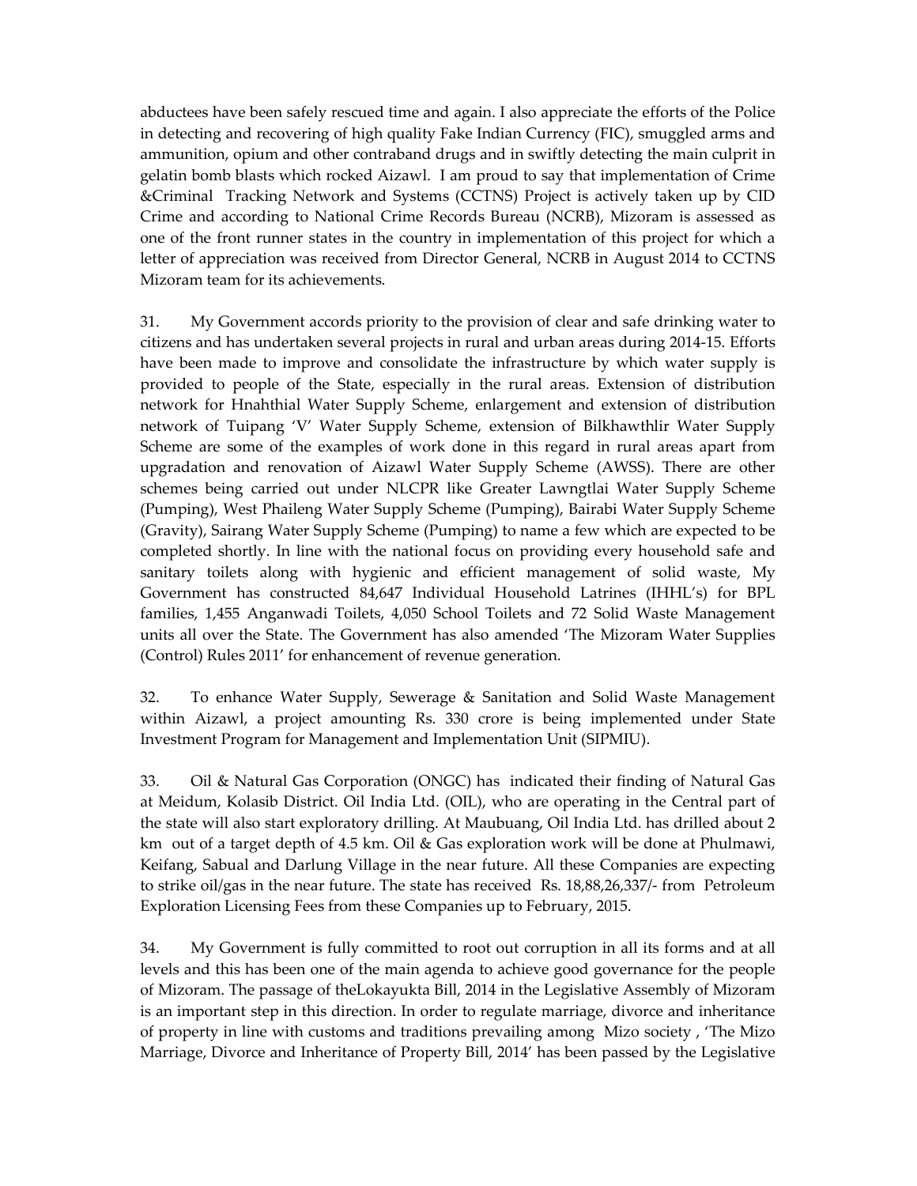abductees have been safely rescued time and again. I also appreciate the efforts of the Police in detecting and recovering of high quality Fake Indian Currency (FIC), smuggled arms and ammunition, opium and other contraband drugs and in swiftly detecting the main culprit in gelatin bomb blasts which rocked Aizawl. I am proud to say that implementation of Crime &Criminal Tracking Network and Systems (CCTNS) Project is actively taken up by CID Crime and according to National Crime Records Bureau (NCRB), Mizoram is assessed as one of the front runner states in the country in implementation of this project for which a letter of appreciation was received from Director General, NCRB in August 2014 to CCTNS Mizoram team for its achievements.

31. My Government accords priority to the provision of clear and safe drinking water to citizens and has undertaken several projects in rural and urban areas during 2014-15. Efforts have been made to improve and consolidate the infrastructure by which water supply is provided to people of the State, especially in the rural areas. Extension of distribution network for Hnahthial Water Supply Scheme, enlargement and extension of distribution network of Tuipang 'V' Water Supply Scheme, extension of Bilkhawthlir Water Supply Scheme are some of the examples of work done in this regard in rural areas apart from upgradation and renovation of Aizawl Water Supply Scheme (AWSS). There are other schemes being carried out under NLCPR like Greater Lawngtlai Water Supply Scheme (Pumping), West Phaileng Water Supply Scheme (Pumping), Bairabi Water Supply Scheme (Gravity), Sairang Water Supply Scheme (Pumping) to name a few which are expected to be completed shortly. In line with the national focus on providing every household safe and sanitary toilets along with hygienic and efficient management of solid waste, My Government has constructed 84,647 Individual Household Latrines (IHHL's) for BPL families, 1,455 Anganwadi Toilets, 4,050 School Toilets and 72 Solid Waste Management units all over the State. The Government has also amended 'The Mizoram Water Supplies (Control) Rules 2011' for enhancement of revenue generation.

32. To enhance Water Supply, Sewerage & Sanitation and Solid Waste Management within Aizawl, a project amounting Rs. 330 crore is being implemented under State Investment Program for Management and Implementation Unit (SIPMIU).

33. Oil & Natural Gas Corporation (ONGC) has indicated their finding of Natural Gas at Meidum, Kolasib District. Oil India Ltd. (OIL), who are operating in the Central part of the state will also start exploratory drilling. At Maubuang, Oil India Ltd. has drilled about 2 km out of a target depth of 4.5 km. Oil & Gas exploration work will be done at Phulmawi, Keifang, Sabual and Darlung Village in the near future. All these Companies are expecting to strike oil/gas in the near future. The state has received Rs. 18,88,26,337/- from Petroleum Exploration Licensing Fees from these Companies up to February, 2015.

34. My Government is fully committed to root out corruption in all its forms and at all levels and this has been one of the main agenda to achieve good governance for the people of Mizoram. The passage of theLokayukta Bill, 2014 in the Legislative Assembly of Mizoram is an important step in this direction. In order to regulate marriage, divorce and inheritance of property in line with customs and traditions prevailing among Mizo society , 'The Mizo Marriage, Divorce and Inheritance of Property Bill, 2014' has been passed by the Legislative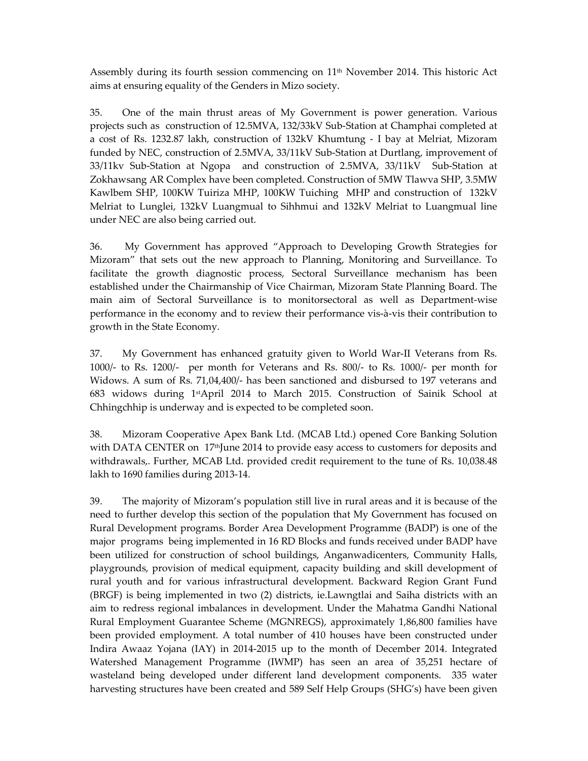Assembly during its fourth session commencing on 11th November 2014. This historic Act aims at ensuring equality of the Genders in Mizo society.

35. One of the main thrust areas of My Government is power generation. Various projects such as construction of 12.5MVA, 132/33kV Sub-Station at Champhai completed at a cost of Rs. 1232.87 lakh, construction of 132kV Khumtung - I bay at Melriat, Mizoram funded by NEC, construction of 2.5MVA, 33/11kV Sub-Station at Durtlang, improvement of 33/11kv Sub-Station at Ngopa and construction of 2.5MVA, 33/11kV Sub-Station at Zokhawsang AR Complex have been completed. Construction of 5MW Tlawva SHP, 3.5MW Kawlbem SHP, 100KW Tuiriza MHP, 100KW Tuiching MHP and construction of 132kV Melriat to Lunglei, 132kV Luangmual to Sihhmui and 132kV Melriat to Luangmual line under NEC are also being carried out.

36. My Government has approved "Approach to Developing Growth Strategies for Mizoram" that sets out the new approach to Planning, Monitoring and Surveillance. To facilitate the growth diagnostic process, Sectoral Surveillance mechanism has been established under the Chairmanship of Vice Chairman, Mizoram State Planning Board. The main aim of Sectoral Surveillance is to monitorsectoral as well as Department-wise performance in the economy and to review their performance vis-à-vis their contribution to growth in the State Economy.

37. My Government has enhanced gratuity given to World War-II Veterans from Rs. 1000/- to Rs. 1200/- per month for Veterans and Rs. 800/- to Rs. 1000/- per month for Widows. A sum of Rs. 71,04,400/- has been sanctioned and disbursed to 197 veterans and 683 widows during 1stApril 2014 to March 2015. Construction of Sainik School at Chhingchhip is underway and is expected to be completed soon.

38. Mizoram Cooperative Apex Bank Ltd. (MCAB Ltd.) opened Core Banking Solution with DATA CENTER on 17thJune 2014 to provide easy access to customers for deposits and withdrawals,. Further, MCAB Ltd. provided credit requirement to the tune of Rs. 10,038.48 lakh to 1690 families during 2013-14.

39. The majority of Mizoram's population still live in rural areas and it is because of the need to further develop this section of the population that My Government has focused on Rural Development programs. Border Area Development Programme (BADP) is one of the major programs being implemented in 16 RD Blocks and funds received under BADP have been utilized for construction of school buildings, Anganwadicenters, Community Halls, playgrounds, provision of medical equipment, capacity building and skill development of rural youth and for various infrastructural development. Backward Region Grant Fund (BRGF) is being implemented in two (2) districts, ie.Lawngtlai and Saiha districts with an aim to redress regional imbalances in development. Under the Mahatma Gandhi National Rural Employment Guarantee Scheme (MGNREGS), approximately 1,86,800 families have been provided employment. A total number of 410 houses have been constructed under Indira Awaaz Yojana (IAY) in 2014-2015 up to the month of December 2014. Integrated Watershed Management Programme (IWMP) has seen an area of 35,251 hectare of wasteland being developed under different land development components. 335 water harvesting structures have been created and 589 Self Help Groups (SHG's) have been given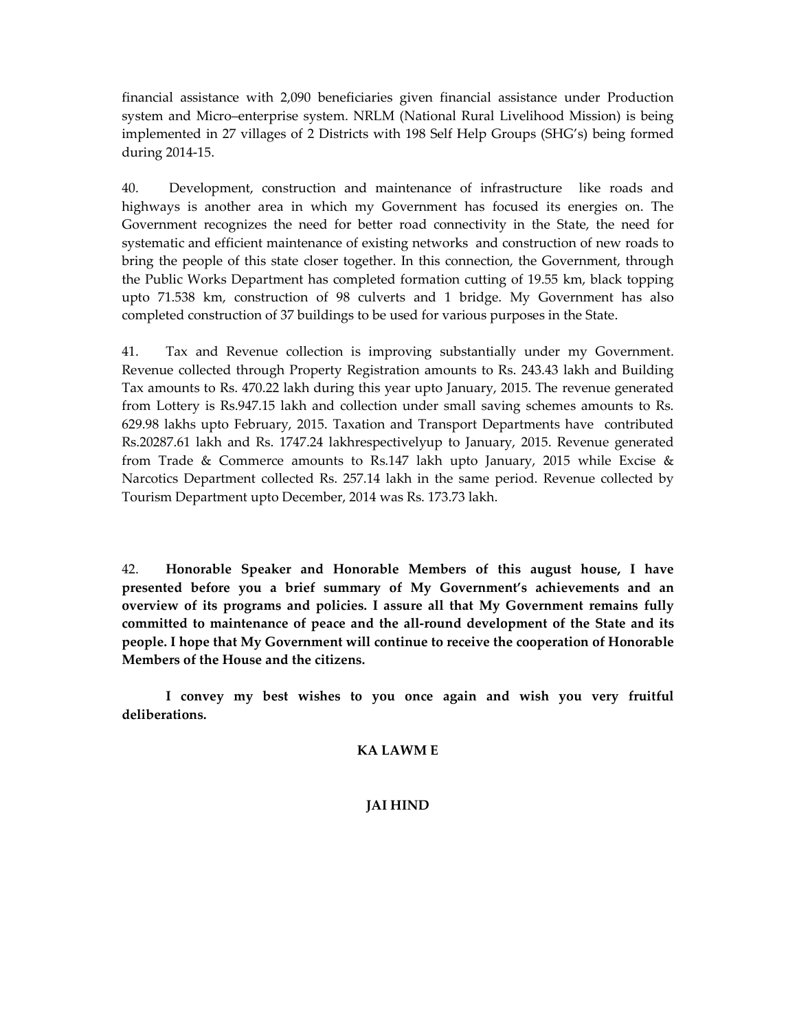financial assistance with 2,090 beneficiaries given financial assistance under Production system and Micro–enterprise system. NRLM (National Rural Livelihood Mission) is being implemented in 27 villages of 2 Districts with 198 Self Help Groups (SHG's) being formed during 2014-15.

40. Development, construction and maintenance of infrastructure like roads and highways is another area in which my Government has focused its energies on. The Government recognizes the need for better road connectivity in the State, the need for systematic and efficient maintenance of existing networks and construction of new roads to bring the people of this state closer together. In this connection, the Government, through the Public Works Department has completed formation cutting of 19.55 km, black topping upto 71.538 km, construction of 98 culverts and 1 bridge. My Government has also completed construction of 37 buildings to be used for various purposes in the State.

41. Tax and Revenue collection is improving substantially under my Government. Revenue collected through Property Registration amounts to Rs. 243.43 lakh and Building Tax amounts to Rs. 470.22 lakh during this year upto January, 2015. The revenue generated from Lottery is Rs.947.15 lakh and collection under small saving schemes amounts to Rs. 629.98 lakhs upto February, 2015. Taxation and Transport Departments have contributed Rs.20287.61 lakh and Rs. 1747.24 lakhrespectivelyup to January, 2015. Revenue generated from Trade & Commerce amounts to Rs.147 lakh upto January, 2015 while Excise & Narcotics Department collected Rs. 257.14 lakh in the same period. Revenue collected by Tourism Department upto December, 2014 was Rs. 173.73 lakh.

42. **Honorable Speaker and Honorable Members of this august house, I have presented before you a brief summary of My Government's achievements and an overview of its programs and policies. I assure all that My Government remains fully committed to maintenance of peace and the all-round development of the State and its people. I hope that My Government will continue to receive the cooperation of Honorable Members of the House and the citizens.**

**I convey my best wishes to you once again and wish you very fruitful deliberations.**

**KA LAWM E**

**JAI HIND**